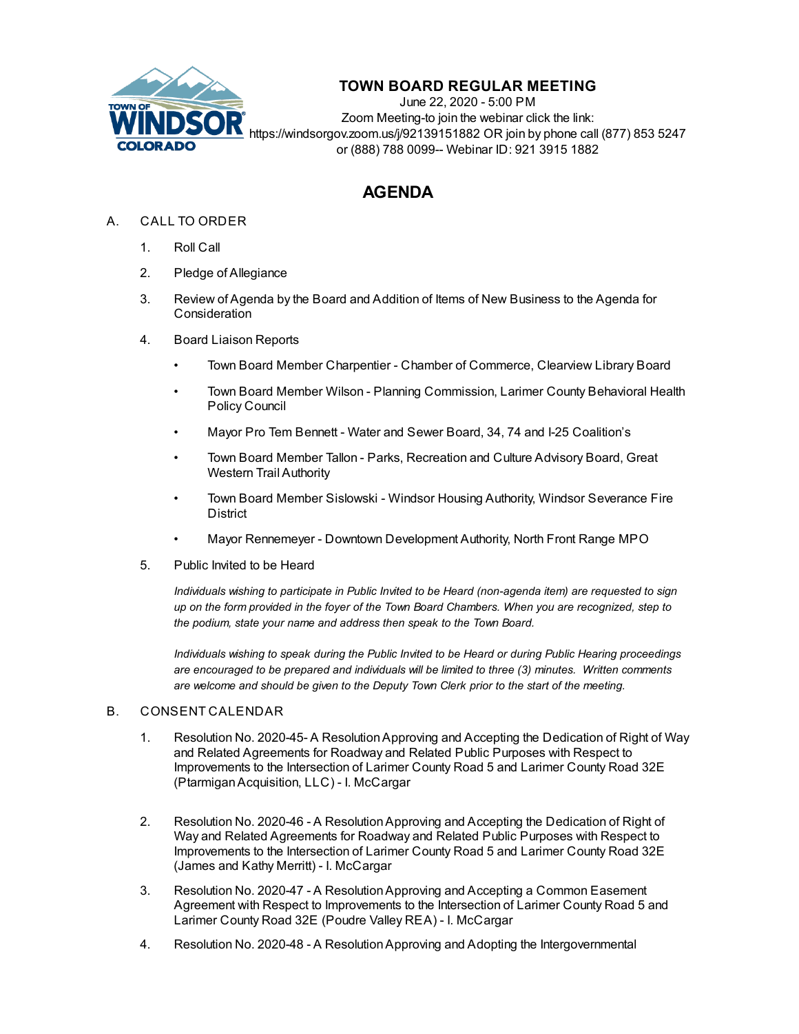# TOWN BOARD REGULAR MEETING

June 22, 2020 - 5:00 PM
Zoom Meeting-to join the webinar click the link:
https://windsorgov.zoom.us/j/92139151882 OR join by phone call (877) 853 5247
or (888) 788 0099-- Webinar ID: 921 3915 1882

## AGENDA

A. CALL TO ORDER

1. Roll Call
2. Pledge of Allegiance
3. Review of Agenda by the Board and Addition of Items of New Business to the Agenda for Consideration
4. Board Liaison Reports
   - Town Board Member Charpentier - Chamber of Commerce, Clearview Library Board
   - Town Board Member Wilson - Planning Commission, Larimer County Behavioral Health Policy Council
   - Mayor Pro Tem Bennett - Water and Sewer Board, 34, 74 and I-25 Coalition's
   - Town Board Member Tallon - Parks, Recreation and Culture Advisory Board, Great Western Trail Authority
   - Town Board Member Sislowski - Windsor Housing Authority, Windsor Severance Fire District
   - Mayor Rennemeyer - Downtown Development Authority, North Front Range MPO
5. Public Invited to be Heard

   *Individuals wishing to participate in Public Invited to be Heard (non-agenda item) are requested to sign up on the form provided in the foyer of the Town Board Chambers. When you are recognized, step to the podium, state your name and address then speak to the Town Board.*

   *Individuals wishing to speak during the Public Invited to be Heard or during Public Hearing proceedings are encouraged to be prepared and individuals will be limited to three (3) minutes. Written comments are welcome and should be given to the Deputy Town Clerk prior to the start of the meeting.*

B. CONSENT CALENDAR

1. Resolution No. 2020-45- A Resolution Approving and Accepting the Dedication of Right of Way and Related Agreements for Roadway and Related Public Purposes with Respect to Improvements to the Intersection of Larimer County Road 5 and Larimer County Road 32E (Ptarmigan Acquisition, LLC) - I. McCargar
2. Resolution No. 2020-46 - A Resolution Approving and Accepting the Dedication of Right of Way and Related Agreements for Roadway and Related Public Purposes with Respect to Improvements to the Intersection of Larimer County Road 5 and Larimer County Road 32E (James and Kathy Merritt) - I. McCargar
3. Resolution No. 2020-47 - A Resolution Approving and Accepting a Common Easement Agreement with Respect to Improvements to the Intersection of Larimer County Road 5 and Larimer County Road 32E (Poudre Valley REA) - I. McCargar
4. Resolution No. 2020-48 - A Resolution Approving and Adopting the Intergovernmental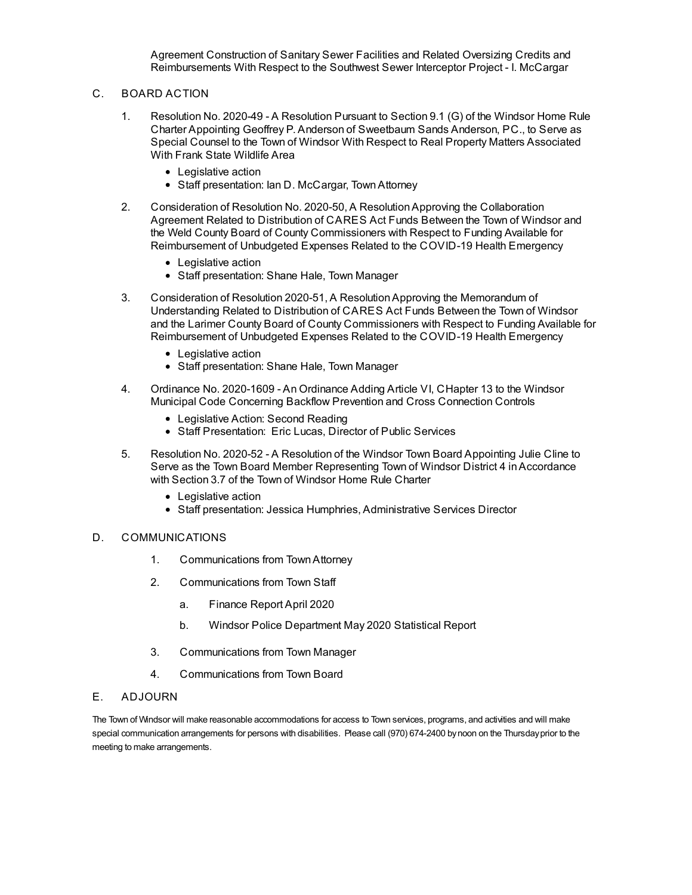Agreement Construction of Sanitary Sewer Facilities and Related Oversizing Credits and Reimbursements With Respect to the Southwest Sewer Interceptor Project - I. McCargar

## C. BOARD ACTION

1. Resolution No. 2020-49 - A Resolution Pursuant to Section 9.1 (G) of the Windsor Home Rule Charter Appointing Geoffrey P. Anderson of Sweetbaum Sands Anderson, PC., to Serve as Special Counsel to the Town of Windsor With Respect to Real Property Matters Associated With Frank State Wildlife Area
   - Legislative action
   - Staff presentation: Ian D. McCargar, Town Attorney

2. Consideration of Resolution No. 2020-50, A Resolution Approving the Collaboration Agreement Related to Distribution of CARES Act Funds Between the Town of Windsor and the Weld County Board of County Commissioners with Respect to Funding Available for Reimbursement of Unbudgeted Expenses Related to the COVID-19 Health Emergency
   - Legislative action
   - Staff presentation: Shane Hale, Town Manager

3. Consideration of Resolution 2020-51, A Resolution Approving the Memorandum of Understanding Related to Distribution of CARES Act Funds Between the Town of Windsor and the Larimer County Board of County Commissioners with Respect to Funding Available for Reimbursement of Unbudgeted Expenses Related to the COVID-19 Health Emergency
   - Legislative action
   - Staff presentation: Shane Hale, Town Manager

4. Ordinance No. 2020-1609 - An Ordinance Adding Article VI, CHapter 13 to the Windsor Municipal Code Concerning Backflow Prevention and Cross Connection Controls
   - Legislative Action: Second Reading
   - Staff Presentation: Eric Lucas, Director of Public Services

5. Resolution No. 2020-52 - A Resolution of the Windsor Town Board Appointing Julie Cline to Serve as the Town Board Member Representing Town of Windsor District 4 in Accordance with Section 3.7 of the Town of Windsor Home Rule Charter
   - Legislative action
   - Staff presentation: Jessica Humphries, Administrative Services Director

## D. COMMUNICATIONS

1. Communications from Town Attorney
2. Communications from Town Staff
   a. Finance Report April 2020
   b. Windsor Police Department May 2020 Statistical Report
3. Communications from Town Manager
4. Communications from Town Board

## E. ADJOURN

The Town of Windsor will make reasonable accommodations for access to Town services, programs, and activities and will make special communication arrangements for persons with disabilities. Please call (970) 674-2400 by noon on the Thursday prior to the meeting to make arrangements.